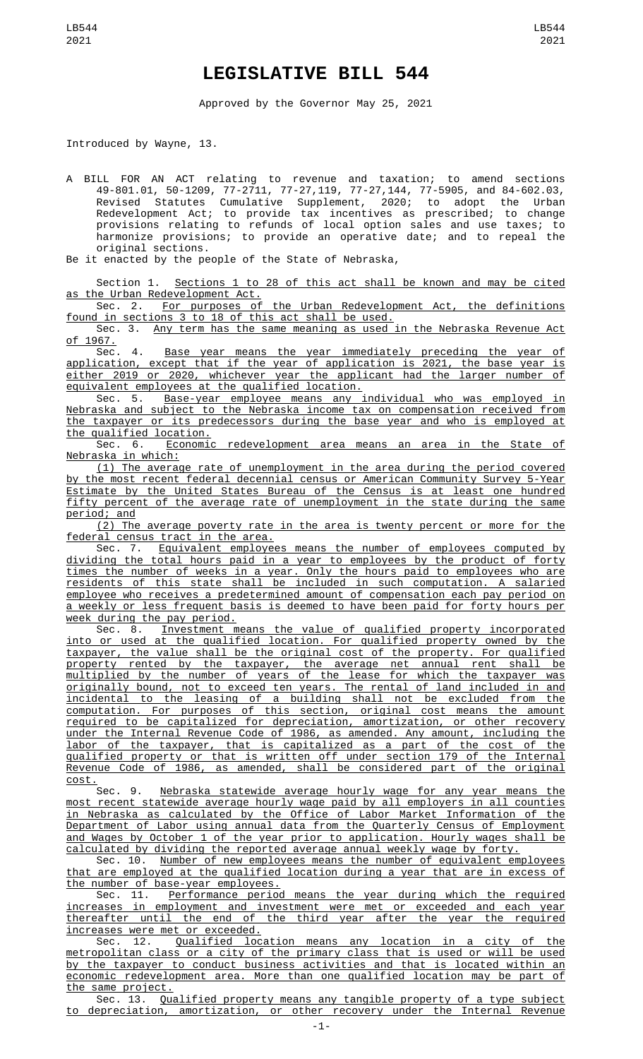# LEGISLATIVE BILL 544

Approved by the Governor May 25, 2021

Introduced by Wayne, 13.

A BILL FOR AN ACT relating to revenue and taxation; to amend sections 49-801.01, 50-1209, 77-2711, 77-27,119, 77-27,144, 77-5905, and 84-602.03, Revised Statutes Cumulative Supplement, 2020; to adopt the Urban Redevelopment Act; to provide tax incentives as prescribed; to change provisions relating to refunds of local option sales and use taxes; to harmonize provisions; to provide an operative date; and to repeal the original sections.

Be it enacted by the people of the State of Nebraska,

Section 1. Sections 1 to 28 of this act shall be known and may be cited as the Urban Redevelopment Act.

Sec. 2. For purposes of the Urban Redevelopment Act, the definitions found in sections 3 to 18 of this act shall be used.

Sec. 3. Any term has the same meaning as used in the Nebraska Revenue Act of 1967.

Sec. 4. Base year means the year immediately preceding the year of application, except that if the year of application is 2021, the base year is either 2019 or 2020, whichever year the applicant had the larger number of equivalent employees at the qualified location.

Sec. 5. Base-year employee means any individual who was employed in Nebraska and subject to the Nebraska income tax on compensation received from the taxpayer or its predecessors during the base year and who is employed at the qualified location.

Sec. 6. Economic redevelopment area means an area in the State of Nebraska in which:

(1) The average rate of unemployment in the area during the period covered by the most recent federal decennial census or American Community Survey 5-Year Estimate by the United States Bureau of the Census is at least one hundred fifty percent of the average rate of unemployment in the state during the same period; and

(2) The average poverty rate in the area is twenty percent or more for the federal census tract in the area.

Sec. 7. Equivalent employees means the number of employees computed by dividing the total hours paid in a year to employees by the product of forty times the number of weeks in a year. Only the hours paid to employees who are residents of this state shall be included in such computation. A salaried employee who receives a predetermined amount of compensation each pay period on a weekly or less frequent basis is deemed to have been paid for forty hours per week during the pay period.

Sec. 8. Investment means the value of qualified property incorporated into or used at the qualified location. For qualified property owned by the taxpayer, the value shall be the original cost of the property. For qualified property rented by the taxpayer, the average net annual rent shall be multiplied by the number of years of the lease for which the taxpayer was originally bound, not to exceed ten years. The rental of land included in and incidental to the leasing of a building shall not be excluded from the computation. For purposes of this section, original cost means the amount required to be capitalized for depreciation, amortization, or other recovery under the Internal Revenue Code of 1986, as amended. Any amount, including the labor of the taxpayer, that is capitalized as a part of the cost of the qualified property or that is written off under section 179 of the Internal Revenue Code of 1986, as amended, shall be considered part of the original cost.

Sec. 9. Nebraska statewide average hourly wage for any year means the most recent statewide average hourly wage paid by all employers in all counties in Nebraska as calculated by the Office of Labor Market Information of the Department of Labor using annual data from the Quarterly Census of Employment and Wages by October 1 of the year prior to application. Hourly wages shall be calculated by dividing the reported average annual weekly wage by forty.

Sec. 10. Number of new employees means the number of equivalent employees that are employed at the qualified location during a year that are in excess of the number of base-year employees.

Sec. 11. Performance period means the year during which the required increases in employment and investment were met or exceeded and each year thereafter until the end of the third year after the year the required increases were met or exceeded.

Sec. 12. Qualified location means any location in a city of the metropolitan class or a city of the primary class that is used or will be used by the taxpayer to conduct business activities and that is located within an economic redevelopment area. More than one qualified location may be part of the same project.

Sec. 13. Qualified property means any tangible property of a type subject to depreciation, amortization, or other recovery under the Internal Revenue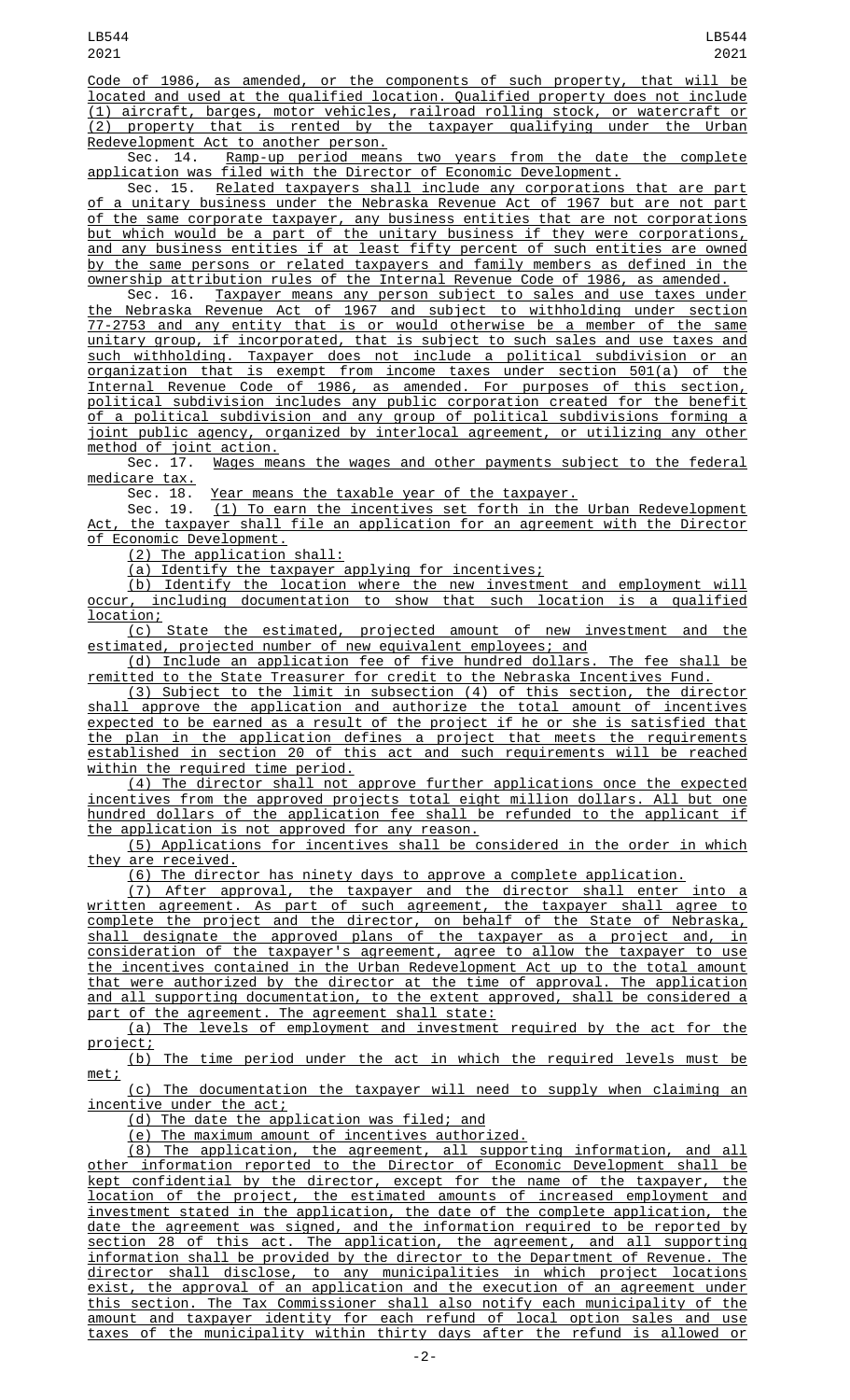Code of 1986, as amended, or the components of such property, that will be located and used at the qualified location. Qualified property does not include (1) aircraft, barges, motor vehicles, railroad rolling stock, or watercraft or (2) property that is rented by the taxpayer qualifying under the Urban Redevelopment Act to another person.

Sec. 14. Ramp-up period means two years from the date the complete application was filed with the Director of Economic Development.

Sec. 15. Related taxpayers shall include any corporations that are part of a unitary business under the Nebraska Revenue Act of 1967 but are not part of the same corporate taxpayer, any business entities that are not corporations but which would be a part of the unitary business if they were corporations, and any business entities if at least fifty percent of such entities are owned by the same persons or related taxpayers and family members as defined in the ownership attribution rules of the Internal Revenue Code of 1986, as amended.

Sec. 16. Taxpayer means any person subject to sales and use taxes under the Nebraska Revenue Act of 1967 and subject to withholding under section 77-2753 and any entity that is or would otherwise be a member of the same unitary group, if incorporated, that is subject to such sales and use taxes and such withholding. Taxpayer does not include a political subdivision or an organization that is exempt from income taxes under section 501(a) of the Internal Revenue Code of 1986, as amended. For purposes of this section, political subdivision includes any public corporation created for the benefit of a political subdivision and any group of political subdivisions forming a joint public agency, organized by interlocal agreement, or utilizing any other method of joint action.

Sec. 17. Wages means the wages and other payments subject to the federal medicare tax.

Sec. 18. Year means the taxable year of the taxpayer.

Sec. 19. (1) To earn the incentives set forth in the Urban Redevelopment Act, the taxpayer shall file an application for an agreement with the Director of Economic Development.

(2) The application shall:

(a) Identify the taxpayer applying for incentives;

(b) Identify the location where the new investment and employment will occur, including documentation to show that such location is a qualified location;

(c) State the estimated, projected amount of new investment and the estimated, projected number of new equivalent employees; and

(d) Include an application fee of five hundred dollars. The fee shall be remitted to the State Treasurer for credit to the Nebraska Incentives Fund.

(3) Subject to the limit in subsection (4) of this section, the director shall approve the application and authorize the total amount of incentives expected to be earned as a result of the project if he or she is satisfied that the plan in the application defines a project that meets the requirements established in section 20 of this act and such requirements will be reached within the required time period.

(4) The director shall not approve further applications once the expected incentives from the approved projects total eight million dollars. All but one hundred dollars of the application fee shall be refunded to the applicant if the application is not approved for any reason.

(5) Applications for incentives shall be considered in the order in which they are received.

(6) The director has ninety days to approve a complete application.

(7) After approval, the taxpayer and the director shall enter into a written agreement. As part of such agreement, the taxpayer shall agree to complete the project and the director, on behalf of the State of Nebraska, shall designate the approved plans of the taxpayer as a project and, in consideration of the taxpayer's agreement, agree to allow the taxpayer to use the incentives contained in the Urban Redevelopment Act up to the total amount that were authorized by the director at the time of approval. The application and all supporting documentation, to the extent approved, shall be considered a part of the agreement. The agreement shall state:

(a) The levels of employment and investment required by the act for the project;

(b) The time period under the act in which the required levels must be met;

(c) The documentation the taxpayer will need to supply when claiming an incentive under the act;

(d) The date the application was filed; and

(e) The maximum amount of incentives authorized.

(8) The application, the agreement, all supporting information, and all other information reported to the Director of Economic Development shall be kept confidential by the director, except for the name of the taxpayer, the location of the project, the estimated amounts of increased employment and investment stated in the application, the date of the complete application, the date the agreement was signed, and the information required to be reported by section 28 of this act. The application, the agreement, and all supporting information shall be provided by the director to the Department of Revenue. The director shall disclose, to any municipalities in which project locations exist, the approval of an application and the execution of an agreement under this section. The Tax Commissioner shall also notify each municipality of the amount and taxpayer identity for each refund of local option sales and use taxes of the municipality within thirty days after the refund is allowed or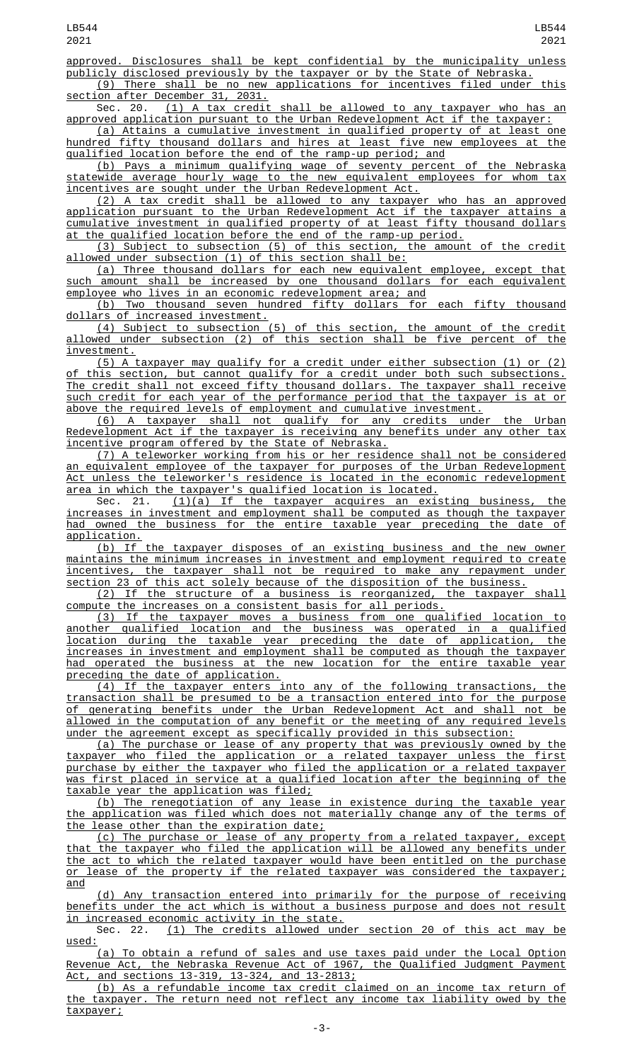approved. Disclosures shall be kept confidential by the municipality unless publicly disclosed previously by the taxpayer or by the State of Nebraska.

(9) There shall be no new applications for incentives filed under this section after December 31, 2031.

Sec. 20. (1) A tax credit shall be allowed to any taxpayer who has an approved application pursuant to the Urban Redevelopment Act if the taxpayer:

(a) Attains a cumulative investment in qualified property of at least one hundred fifty thousand dollars and hires at least five new employees at the qualified location before the end of the ramp-up period; and

(b) Pays a minimum qualifying wage of seventy percent of the Nebraska statewide average hourly wage to the new equivalent employees for whom tax incentives are sought under the Urban Redevelopment Act.

(2) A tax credit shall be allowed to any taxpayer who has an approved application pursuant to the Urban Redevelopment Act if the taxpayer attains a cumulative investment in qualified property of at least fifty thousand dollars at the qualified location before the end of the ramp-up period.

(3) Subject to subsection (5) of this section, the amount of the credit allowed under subsection (1) of this section shall be:

(a) Three thousand dollars for each new equivalent employee, except that such amount shall be increased by one thousand dollars for each equivalent employee who lives in an economic redevelopment area; and

(b) Two thousand seven hundred fifty dollars for each fifty thousand dollars of increased investment.

(4) Subject to subsection (5) of this section, the amount of the credit allowed under subsection (2) of this section shall be five percent of the investment.

(5) A taxpayer may qualify for a credit under either subsection (1) or (2) of this section, but cannot qualify for a credit under both such subsections. The credit shall not exceed fifty thousand dollars. The taxpayer shall receive such credit for each year of the performance period that the taxpayer is at or above the required levels of employment and cumulative investment.

(6) A taxpayer shall not qualify for any credits under the Urban Redevelopment Act if the taxpayer is receiving any benefits under any other tax incentive program offered by the State of Nebraska.

(7) A teleworker working from his or her residence shall not be considered an equivalent employee of the taxpayer for purposes of the Urban Redevelopment Act unless the teleworker's residence is located in the economic redevelopment area in which the taxpayer's qualified location is located.

Sec. 21. (1)(a) If the taxpayer acquires an existing business, the increases in investment and employment shall be computed as though the taxpayer had owned the business for the entire taxable year preceding the date of application.

(b) If the taxpayer disposes of an existing business and the new owner maintains the minimum increases in investment and employment required to create incentives, the taxpayer shall not be required to make any repayment under section 23 of this act solely because of the disposition of the business.

(2) If the structure of a business is reorganized, the taxpayer shall compute the increases on a consistent basis for all periods.

(3) If the taxpayer moves a business from one qualified location to another qualified location and the business was operated in a qualified location during the taxable year preceding the date of application, the increases in investment and employment shall be computed as though the taxpayer had operated the business at the new location for the entire taxable year preceding the date of application.

(4) If the taxpayer enters into any of the following transactions, the transaction shall be presumed to be a transaction entered into for the purpose of generating benefits under the Urban Redevelopment Act and shall not be allowed in the computation of any benefit or the meeting of any required levels under the agreement except as specifically provided in this subsection:

(a) The purchase or lease of any property that was previously owned by the taxpayer who filed the application or a related taxpayer unless the first purchase by either the taxpayer who filed the application or a related taxpayer was first placed in service at a qualified location after the beginning of the taxable year the application was filed;

(b) The renegotiation of any lease in existence during the taxable year the application was filed which does not materially change any of the terms of the lease other than the expiration date;

(c) The purchase or lease of any property from a related taxpayer, except that the taxpayer who filed the application will be allowed any benefits under the act to which the related taxpayer would have been entitled on the purchase or lease of the property if the related taxpayer was considered the taxpayer; and

(d) Any transaction entered into primarily for the purpose of receiving benefits under the act which is without a business purpose and does not result in increased economic activity in the state.

Sec. 22. (1) The credits allowed under section 20 of this act may be used:

(a) To obtain a refund of sales and use taxes paid under the Local Option Revenue Act, the Nebraska Revenue Act of 1967, the Qualified Judgment Payment Act, and sections 13-319, 13-324, and 13-2813;

(b) As a refundable income tax credit claimed on an income tax return of the taxpayer. The return need not reflect any income tax liability owed by the taxpayer;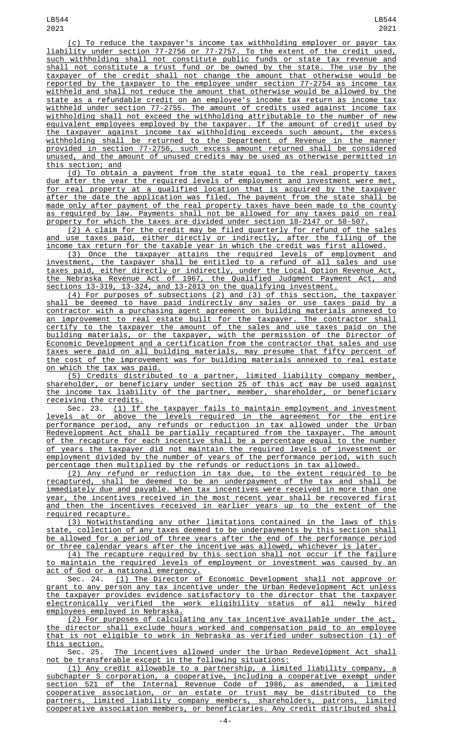(c) To reduce the taxpayer's income tax withholding employer or payor tax liability under section 77-2756 or 77-2757. To the extent of the credit used, such withholding shall not constitute public funds or state tax revenue and shall not constitute a trust fund or be owned by the state. The use by the taxpayer of the credit shall not change the amount that otherwise would be reported by the taxpayer to the employee under section 77-2754 as income tax withheld and shall not reduce the amount that otherwise would be allowed by the state as a refundable credit on an employee's income tax return as income tax withheld under section 77-2755. The amount of credits used against income tax withholding shall not exceed the withholding attributable to the number of new equivalent employees employed by the taxpayer. If the amount of credit used by the taxpayer against income tax withholding exceeds such amount, the excess withholding shall be returned to the Department of Revenue in the manner provided in section 77-2756, such excess amount returned shall be considered unused, and the amount of unused credits may be used as otherwise permitted in this section; and

(d) To obtain a payment from the state equal to the real property taxes due after the year the required levels of employment and investment were met, for real property at a qualified location that is acquired by the taxpayer after the date the application was filed. The payment from the state shall be made only after payment of the real property taxes have been made to the county as required by law. Payments shall not be allowed for any taxes paid on real property for which the taxes are divided under section 18-2147 or 58-507.

(2) A claim for the credit may be filed quarterly for refund of the sales and use taxes paid, either directly or indirectly, after the filing of the income tax return for the taxable year in which the credit was first allowed.

(3) Once the taxpayer attains the required levels of employment and investment, the taxpayer shall be entitled to a refund of all sales and use taxes paid, either directly or indirectly, under the Local Option Revenue Act, the Nebraska Revenue Act of 1967, the Qualified Judgment Payment Act, and sections 13-319, 13-324, and 13-2813 on the qualifying investment.

(4) For purposes of subsections (2) and (3) of this section, the taxpayer shall be deemed to have paid indirectly any sales or use taxes paid by a contractor with a purchasing agent agreement on building materials annexed to an improvement to real estate built for the taxpayer. The contractor shall certify to the taxpayer the amount of the sales and use taxes paid on the building materials, or the taxpayer, with the permission of the Director of Economic Development and a certification from the contractor that sales and use taxes were paid on all building materials, may presume that fifty percent of the cost of the improvement was for building materials annexed to real estate on which the tax was paid.

(5) Credits distributed to a partner, limited liability company member, shareholder, or beneficiary under section 25 of this act may be used against the income tax liability of the partner, member, shareholder, or beneficiary receiving the credits.

Sec. 23. (1) If the taxpayer fails to maintain employment and investment levels at or above the levels required in the agreement for the entire performance period, any refunds or reduction in tax allowed under the Urban Redevelopment Act shall be partially recaptured from the taxpayer. The amount of the recapture for each incentive shall be a percentage equal to the number of years the taxpayer did not maintain the required levels of investment or employment divided by the number of years of the performance period, with such percentage then multiplied by the refunds or reductions in tax allowed.

(2) Any refund or reduction in tax due, to the extent required to be recaptured, shall be deemed to be an underpayment of the tax and shall be immediately due and payable. When tax incentives were received in more than one year, the incentives received in the most recent year shall be recovered first and then the incentives received in earlier years up to the extent of the required recapture.

(3) Notwithstanding any other limitations contained in the laws of this state, collection of any taxes deemed to be underpayments by this section shall be allowed for a period of three years after the end of the performance period or three calendar years after the incentive was allowed, whichever is later.

(4) The recapture required by this section shall not occur if the failure to maintain the required levels of employment or investment was caused by an act of God or a national emergency.

Sec. 24. (1) The Director of Economic Development shall not approve or grant to any person any tax incentive under the Urban Redevelopment Act unless the taxpayer provides evidence satisfactory to the director that the taxpayer electronically verified the work eligibility status of all newly hired employees employed in Nebraska.

(2) For purposes of calculating any tax incentive available under the act, the director shall exclude hours worked and compensation paid to an employee that is not eligible to work in Nebraska as verified under subsection (1) of this section.

Sec. 25. The incentives allowed under the Urban Redevelopment Act shall not be transferable except in the following situations:

(1) Any credit allowable to a partnership, a limited liability company, a subchapter S corporation, a cooperative, including a cooperative exempt under section 521 of the Internal Revenue Code of 1986, as amended, a limited cooperative association, or an estate or trust may be distributed to the partners, limited liability company members, shareholders, patrons, limited cooperative association members, or beneficiaries. Any credit distributed shall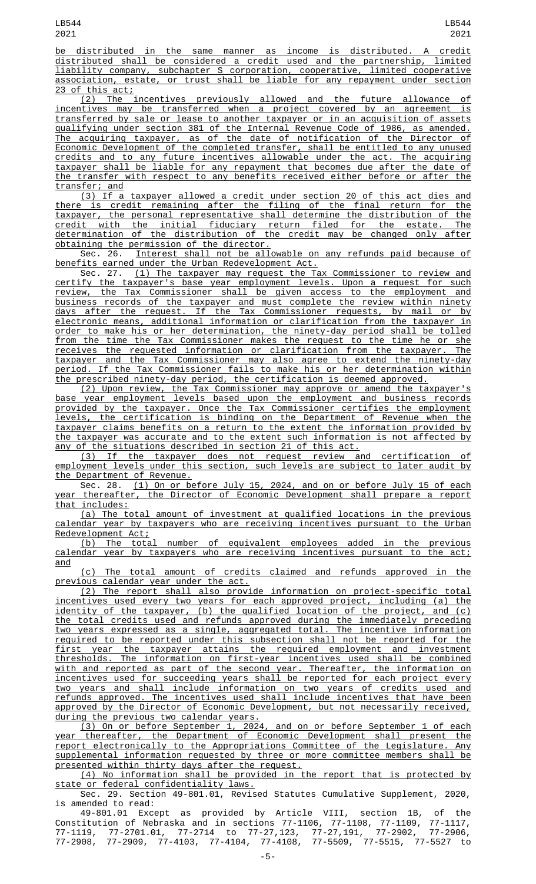be distributed in the same manner as income is distributed. A credit distributed shall be considered a credit used and the partnership, limited liability company, subchapter S corporation, cooperative, limited cooperative association, estate, or trust shall be liable for any repayment under section 23 of this act;

(2) The incentives previously allowed and the future allowance of incentives may be transferred when a project covered by an agreement is transferred by sale or lease to another taxpayer or in an acquisition of assets qualifying under section 381 of the Internal Revenue Code of 1986, as amended. The acquiring taxpayer, as of the date of notification of the Director of Economic Development of the completed transfer, shall be entitled to any unused credits and to any future incentives allowable under the act. The acquiring taxpayer shall be liable for any repayment that becomes due after the date of the transfer with respect to any benefits received either before or after the transfer; and

(3) If a taxpayer allowed a credit under section 20 of this act dies and there is credit remaining after the filing of the final return for the taxpayer, the personal representative shall determine the distribution of the credit with the initial fiduciary return filed for the estate. The determination of the distribution of the credit may be changed only after obtaining the permission of the director.

Sec. 26. Interest shall not be allowable on any refunds paid because of benefits earned under the Urban Redevelopment Act.

Sec. 27. (1) The taxpayer may request the Tax Commissioner to review and certify the taxpayer's base year employment levels. Upon a request for such review, the Tax Commissioner shall be given access to the employment and business records of the taxpayer and must complete the review within ninety days after the request. If the Tax Commissioner requests, by mail or by electronic means, additional information or clarification from the taxpayer in order to make his or her determination, the ninety-day period shall be tolled from the time the Tax Commissioner makes the request to the time he or she receives the requested information or clarification from the taxpayer. The taxpayer and the Tax Commissioner may also agree to extend the ninety-day period. If the Tax Commissioner fails to make his or her determination within the prescribed ninety-day period, the certification is deemed approved.

(2) Upon review, the Tax Commissioner may approve or amend the taxpayer's base year employment levels based upon the employment and business records provided by the taxpayer. Once the Tax Commissioner certifies the employment levels, the certification is binding on the Department of Revenue when the taxpayer claims benefits on a return to the extent the information provided by the taxpayer was accurate and to the extent such information is not affected by any of the situations described in section 21 of this act.

(3) If the taxpayer does not request review and certification of employment levels under this section, such levels are subject to later audit by the Department of Revenue.

Sec. 28. (1) On or before July 15, 2024, and on or before July 15 of each year thereafter, the Director of Economic Development shall prepare a report that includes:

(a) The total amount of investment at qualified locations in the previous calendar year by taxpayers who are receiving incentives pursuant to the Urban Redevelopment Act;

(b) The total number of equivalent employees added in the previous calendar year by taxpayers who are receiving incentives pursuant to the act; and

(c) The total amount of credits claimed and refunds approved in the previous calendar year under the act.

(2) The report shall also provide information on project-specific total incentives used every two years for each approved project, including (a) the identity of the taxpayer, (b) the qualified location of the project, and (c) the total credits used and refunds approved during the immediately preceding two years expressed as a single, aggregated total. The incentive information required to be reported under this subsection shall not be reported for the first year the taxpayer attains the required employment and investment thresholds. The information on first-year incentives used shall be combined with and reported as part of the second year. Thereafter, the information on incentives used for succeeding years shall be reported for each project every two years and shall include information on two years of credits used and refunds approved. The incentives used shall include incentives that have been approved by the Director of Economic Development, but not necessarily received, during the previous two calendar years.

(3) On or before September 1, 2024, and on or before September 1 of each year thereafter, the Department of Economic Development shall present the report electronically to the Appropriations Committee of the Legislature. Any supplemental information requested by three or more committee members shall be presented within thirty days after the request.

(4) No information shall be provided in the report that is protected by state or federal confidentiality laws.

Sec. 29. Section 49-801.01, Revised Statutes Cumulative Supplement, 2020, is amended to read:

49-801.01 Except as provided by Article VIII, section 1B, of the Constitution of Nebraska and in sections 77-1106, 77-1108, 77-1109, 77-1117, 77-1119, 77-2701.01, 77-2714 to 77-27,123, 77-27,191, 77-2902, 77-2906, 77-2908, 77-2909, 77-4103, 77-4104, 77-4108, 77-5509, 77-5515, 77-5527 to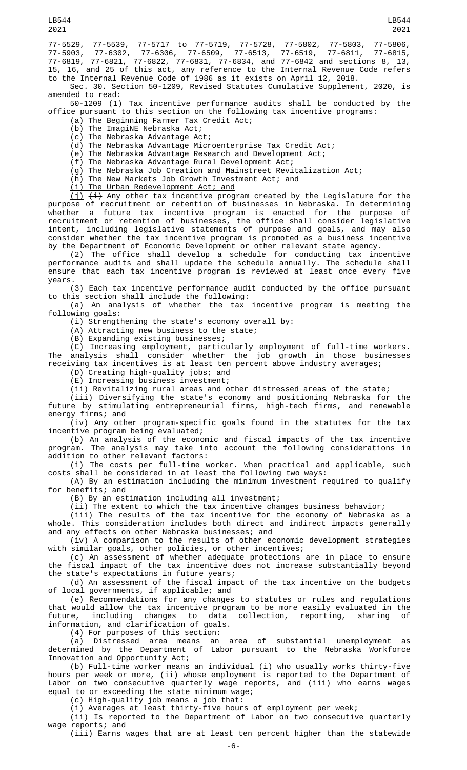77-5529, 77-5539, 77-5717 to 77-5719, 77-5728, 77-5802, 77-5803, 77-5806, 77-5903, 77-6302, 77-6306, 77-6509, 77-6513, 77-6519, 77-6811, 77-6815, 77-6819, 77-6821, 77-6822, 77-6831, 77-6834, and 77-6842 and sections 8, 13, 15, 16, and 25 of this act, any reference to the Internal Revenue Code refers to the Internal Revenue Code of 1986 as it exists on April 12, 2018.

Sec. 30. Section 50-1209, Revised Statutes Cumulative Supplement, 2020, is amended to read:

50-1209 (1) Tax incentive performance audits shall be conducted by the office pursuant to this section on the following tax incentive programs:

(a) The Beginning Farmer Tax Credit Act;

(b) The ImagiNE Nebraska Act;

(c) The Nebraska Advantage Act;

(d) The Nebraska Advantage Microenterprise Tax Credit Act;

(e) The Nebraska Advantage Research and Development Act;

(f) The Nebraska Advantage Rural Development Act;

(g) The Nebraska Job Creation and Mainstreet Revitalization Act;

(h) The New Markets Job Growth Investment Act; ~~and~~

(i) The Urban Redevelopment Act; and

(j) ~~(i)~~ Any other tax incentive program created by the Legislature for the purpose of recruitment or retention of businesses in Nebraska. In determining whether a future tax incentive program is enacted for the purpose of recruitment or retention of businesses, the office shall consider legislative intent, including legislative statements of purpose and goals, and may also consider whether the tax incentive program is promoted as a business incentive by the Department of Economic Development or other relevant state agency.

(2) The office shall develop a schedule for conducting tax incentive performance audits and shall update the schedule annually. The schedule shall ensure that each tax incentive program is reviewed at least once every five years.

(3) Each tax incentive performance audit conducted by the office pursuant to this section shall include the following:

(a) An analysis of whether the tax incentive program is meeting the following goals:

(i) Strengthening the state's economy overall by:

(A) Attracting new business to the state;

(B) Expanding existing businesses;

(C) Increasing employment, particularly employment of full-time workers. The analysis shall consider whether the job growth in those businesses receiving tax incentives is at least ten percent above industry averages;

(D) Creating high-quality jobs; and

(E) Increasing business investment;

(ii) Revitalizing rural areas and other distressed areas of the state;

(iii) Diversifying the state's economy and positioning Nebraska for the future by stimulating entrepreneurial firms, high-tech firms, and renewable energy firms; and

(iv) Any other program-specific goals found in the statutes for the tax incentive program being evaluated;

(b) An analysis of the economic and fiscal impacts of the tax incentive program. The analysis may take into account the following considerations in addition to other relevant factors:

(i) The costs per full-time worker. When practical and applicable, such costs shall be considered in at least the following two ways:

(A) By an estimation including the minimum investment required to qualify for benefits; and

(B) By an estimation including all investment;

(ii) The extent to which the tax incentive changes business behavior;

(iii) The results of the tax incentive for the economy of Nebraska as a whole. This consideration includes both direct and indirect impacts generally and any effects on other Nebraska businesses; and

(iv) A comparison to the results of other economic development strategies with similar goals, other policies, or other incentives;

(c) An assessment of whether adequate protections are in place to ensure the fiscal impact of the tax incentive does not increase substantially beyond the state's expectations in future years;

(d) An assessment of the fiscal impact of the tax incentive on the budgets of local governments, if applicable; and

(e) Recommendations for any changes to statutes or rules and regulations that would allow the tax incentive program to be more easily evaluated in the future, including changes to data collection, reporting, sharing of information, and clarification of goals.

(4) For purposes of this section:

(a) Distressed area means an area of substantial unemployment as determined by the Department of Labor pursuant to the Nebraska Workforce Innovation and Opportunity Act;

(b) Full-time worker means an individual (i) who usually works thirty-five hours per week or more, (ii) whose employment is reported to the Department of Labor on two consecutive quarterly wage reports, and (iii) who earns wages equal to or exceeding the state minimum wage;

(c) High-quality job means a job that:

(i) Averages at least thirty-five hours of employment per week;

(ii) Is reported to the Department of Labor on two consecutive quarterly wage reports; and

(iii) Earns wages that are at least ten percent higher than the statewide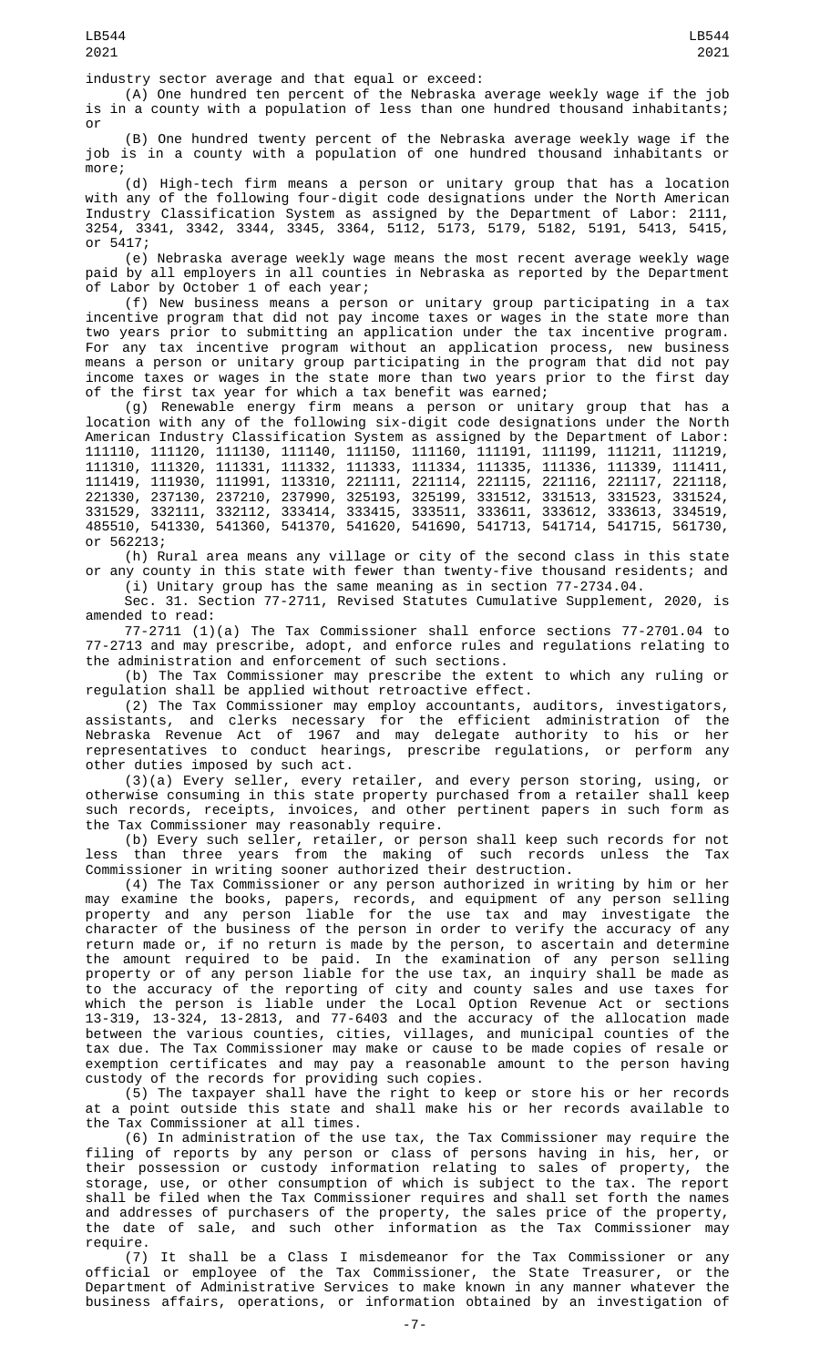industry sector average and that equal or exceed:

(A) One hundred ten percent of the Nebraska average weekly wage if the job is in a county with a population of less than one hundred thousand inhabitants; or

(B) One hundred twenty percent of the Nebraska average weekly wage if the job is in a county with a population of one hundred thousand inhabitants or more;

(d) High-tech firm means a person or unitary group that has a location with any of the following four-digit code designations under the North American Industry Classification System as assigned by the Department of Labor: 2111, 3254, 3341, 3342, 3344, 3345, 3364, 5112, 5173, 5179, 5182, 5191, 5413, 5415, or 5417;

(e) Nebraska average weekly wage means the most recent average weekly wage paid by all employers in all counties in Nebraska as reported by the Department of Labor by October 1 of each year;

(f) New business means a person or unitary group participating in a tax incentive program that did not pay income taxes or wages in the state more than two years prior to submitting an application under the tax incentive program. For any tax incentive program without an application process, new business means a person or unitary group participating in the program that did not pay income taxes or wages in the state more than two years prior to the first day of the first tax year for which a tax benefit was earned;

(g) Renewable energy firm means a person or unitary group that has a location with any of the following six-digit code designations under the North American Industry Classification System as assigned by the Department of Labor: 111110, 111120, 111130, 111140, 111150, 111160, 111191, 111199, 111211, 111219, 111310, 111320, 111331, 111332, 111333, 111334, 111335, 111336, 111339, 111411, 111419, 111930, 111991, 113310, 221111, 221114, 221115, 221116, 221117, 221118, 221330, 237130, 237210, 237990, 325193, 325199, 331512, 331513, 331523, 331524, 331529, 332111, 332112, 333414, 333415, 333511, 333611, 333612, 333613, 334519, 485510, 541330, 541360, 541370, 541620, 541690, 541713, 541714, 541715, 561730, or 562213;

(h) Rural area means any village or city of the second class in this state or any county in this state with fewer than twenty-five thousand residents; and

(i) Unitary group has the same meaning as in section 77-2734.04.

Sec. 31. Section 77-2711, Revised Statutes Cumulative Supplement, 2020, is amended to read:

77-2711 (1)(a) The Tax Commissioner shall enforce sections 77-2701.04 to 77-2713 and may prescribe, adopt, and enforce rules and regulations relating to the administration and enforcement of such sections.

(b) The Tax Commissioner may prescribe the extent to which any ruling or regulation shall be applied without retroactive effect.

(2) The Tax Commissioner may employ accountants, auditors, investigators, assistants, and clerks necessary for the efficient administration of the Nebraska Revenue Act of 1967 and may delegate authority to his or her representatives to conduct hearings, prescribe regulations, or perform any other duties imposed by such act.

(3)(a) Every seller, every retailer, and every person storing, using, or otherwise consuming in this state property purchased from a retailer shall keep such records, receipts, invoices, and other pertinent papers in such form as the Tax Commissioner may reasonably require.

(b) Every such seller, retailer, or person shall keep such records for not less than three years from the making of such records unless the Tax Commissioner in writing sooner authorized their destruction.

(4) The Tax Commissioner or any person authorized in writing by him or her may examine the books, papers, records, and equipment of any person selling property and any person liable for the use tax and may investigate the character of the business of the person in order to verify the accuracy of any return made or, if no return is made by the person, to ascertain and determine the amount required to be paid. In the examination of any person selling property or of any person liable for the use tax, an inquiry shall be made as to the accuracy of the reporting of city and county sales and use taxes for which the person is liable under the Local Option Revenue Act or sections 13-319, 13-324, 13-2813, and 77-6403 and the accuracy of the allocation made between the various counties, cities, villages, and municipal counties of the tax due. The Tax Commissioner may make or cause to be made copies of resale or exemption certificates and may pay a reasonable amount to the person having custody of the records for providing such copies.

(5) The taxpayer shall have the right to keep or store his or her records at a point outside this state and shall make his or her records available to the Tax Commissioner at all times.

(6) In administration of the use tax, the Tax Commissioner may require the filing of reports by any person or class of persons having in his, her, or their possession or custody information relating to sales of property, the storage, use, or other consumption of which is subject to the tax. The report shall be filed when the Tax Commissioner requires and shall set forth the names and addresses of purchasers of the property, the sales price of the property, the date of sale, and such other information as the Tax Commissioner may require.

(7) It shall be a Class I misdemeanor for the Tax Commissioner or any official or employee of the Tax Commissioner, the State Treasurer, or the Department of Administrative Services to make known in any manner whatever the business affairs, operations, or information obtained by an investigation of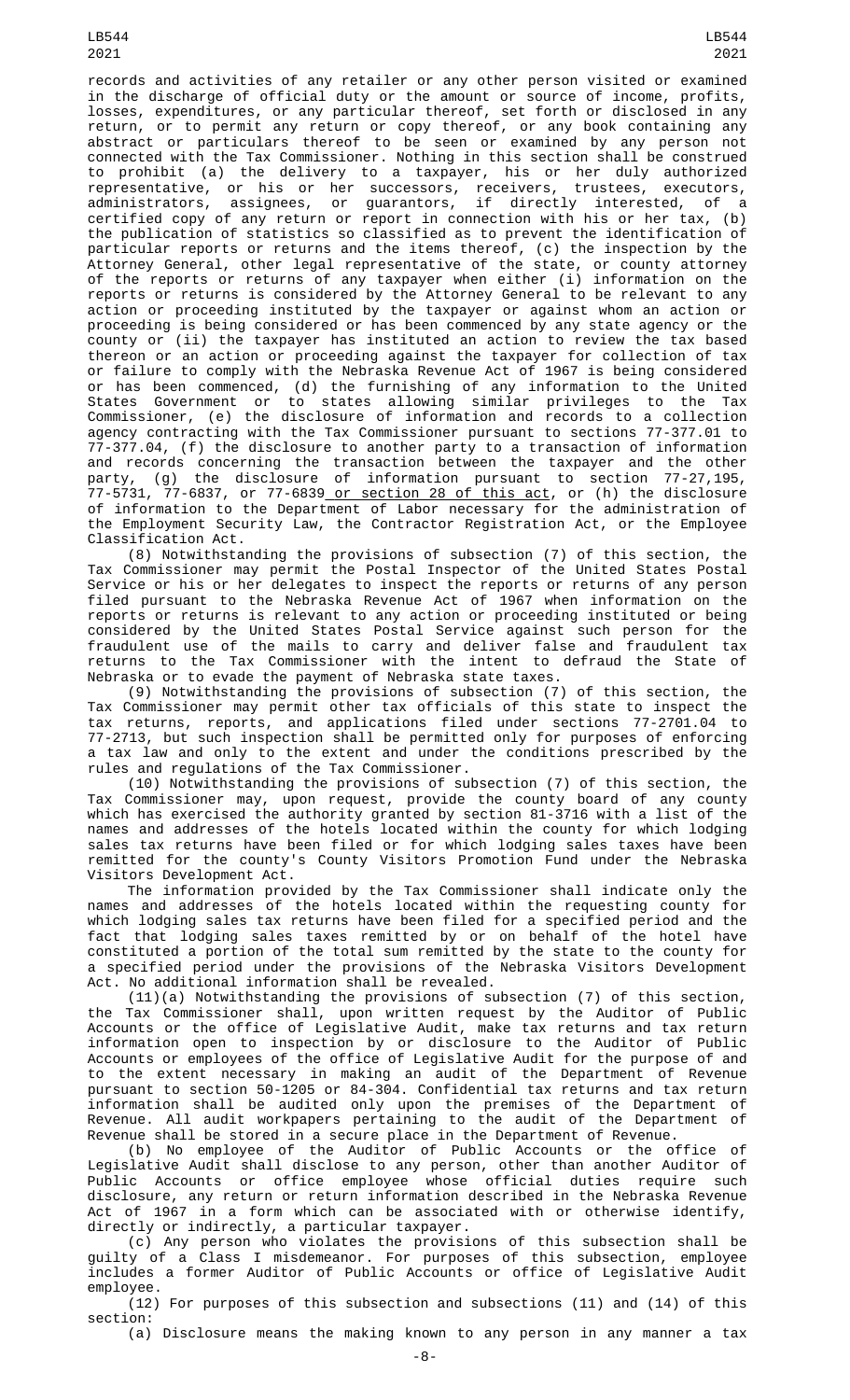records and activities of any retailer or any other person visited or examined in the discharge of official duty or the amount or source of income, profits, losses, expenditures, or any particular thereof, set forth or disclosed in any return, or to permit any return or copy thereof, or any book containing any abstract or particulars thereof to be seen or examined by any person not connected with the Tax Commissioner. Nothing in this section shall be construed to prohibit (a) the delivery to a taxpayer, his or her duly authorized representative, or his or her successors, receivers, trustees, executors, administrators, assignees, or guarantors, if directly interested, of a certified copy of any return or report in connection with his or her tax, (b) the publication of statistics so classified as to prevent the identification of particular reports or returns and the items thereof, (c) the inspection by the Attorney General, other legal representative of the state, or county attorney of the reports or returns of any taxpayer when either (i) information on the reports or returns is considered by the Attorney General to be relevant to any action or proceeding instituted by the taxpayer or against whom an action or proceeding is being considered or has been commenced by any state agency or the county or (ii) the taxpayer has instituted an action to review the tax based thereon or an action or proceeding against the taxpayer for collection of tax or failure to comply with the Nebraska Revenue Act of 1967 is being considered or has been commenced, (d) the furnishing of any information to the United States Government or to states allowing similar privileges to the Tax Commissioner, (e) the disclosure of information and records to a collection agency contracting with the Tax Commissioner pursuant to sections 77-377.01 to 77-377.04, (f) the disclosure to another party to a transaction of information and records concerning the transaction between the taxpayer and the other party, (g) the disclosure of information pursuant to section 77-27,195, 77-5731, 77-6837, or 77-6839 or section 28 of this act, or (h) the disclosure of information to the Department of Labor necessary for the administration of the Employment Security Law, the Contractor Registration Act, or the Employee Classification Act.

(8) Notwithstanding the provisions of subsection (7) of this section, the Tax Commissioner may permit the Postal Inspector of the United States Postal Service or his or her delegates to inspect the reports or returns of any person filed pursuant to the Nebraska Revenue Act of 1967 when information on the reports or returns is relevant to any action or proceeding instituted or being considered by the United States Postal Service against such person for the fraudulent use of the mails to carry and deliver false and fraudulent tax returns to the Tax Commissioner with the intent to defraud the State of Nebraska or to evade the payment of Nebraska state taxes.

(9) Notwithstanding the provisions of subsection (7) of this section, the Tax Commissioner may permit other tax officials of this state to inspect the tax returns, reports, and applications filed under sections 77-2701.04 to 77-2713, but such inspection shall be permitted only for purposes of enforcing a tax law and only to the extent and under the conditions prescribed by the rules and regulations of the Tax Commissioner.

(10) Notwithstanding the provisions of subsection (7) of this section, the Tax Commissioner may, upon request, provide the county board of any county which has exercised the authority granted by section 81-3716 with a list of the names and addresses of the hotels located within the county for which lodging sales tax returns have been filed or for which lodging sales taxes have been remitted for the county's County Visitors Promotion Fund under the Nebraska Visitors Development Act.

The information provided by the Tax Commissioner shall indicate only the names and addresses of the hotels located within the requesting county for which lodging sales tax returns have been filed for a specified period and the fact that lodging sales taxes remitted by or on behalf of the hotel have constituted a portion of the total sum remitted by the state to the county for a specified period under the provisions of the Nebraska Visitors Development Act. No additional information shall be revealed.

(11)(a) Notwithstanding the provisions of subsection (7) of this section, the Tax Commissioner shall, upon written request by the Auditor of Public Accounts or the office of Legislative Audit, make tax returns and tax return information open to inspection by or disclosure to the Auditor of Public Accounts or employees of the office of Legislative Audit for the purpose of and to the extent necessary in making an audit of the Department of Revenue pursuant to section 50-1205 or 84-304. Confidential tax returns and tax return information shall be audited only upon the premises of the Department of Revenue. All audit workpapers pertaining to the audit of the Department of Revenue shall be stored in a secure place in the Department of Revenue.

(b) No employee of the Auditor of Public Accounts or the office of Legislative Audit shall disclose to any person, other than another Auditor of Public Accounts or office employee whose official duties require such disclosure, any return or return information described in the Nebraska Revenue Act of 1967 in a form which can be associated with or otherwise identify, directly or indirectly, a particular taxpayer.

(c) Any person who violates the provisions of this subsection shall be guilty of a Class I misdemeanor. For purposes of this subsection, employee includes a former Auditor of Public Accounts or office of Legislative Audit employee.

(12) For purposes of this subsection and subsections (11) and (14) of this section:

(a) Disclosure means the making known to any person in any manner a tax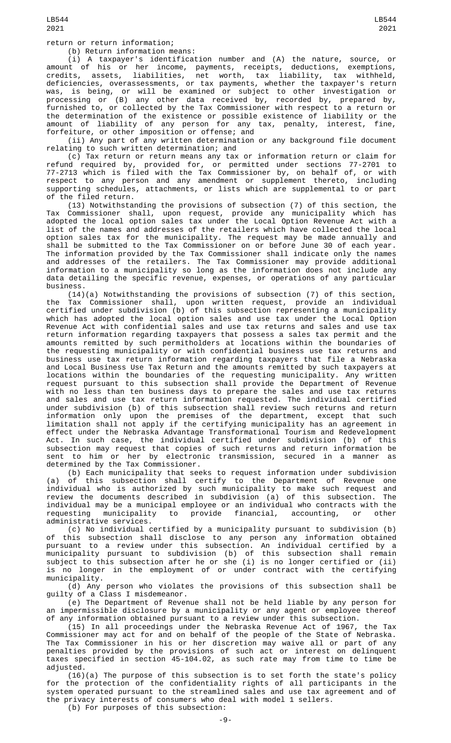return or return information;

(b) Return information means:

(i) A taxpayer's identification number and (A) the nature, source, or amount of his or her income, payments, receipts, deductions, exemptions, credits, assets, liabilities, net worth, tax liability, tax withheld, deficiencies, overassessments, or tax payments, whether the taxpayer's return was, is being, or will be examined or subject to other investigation or processing or (B) any other data received by, recorded by, prepared by, furnished to, or collected by the Tax Commissioner with respect to a return or the determination of the existence or possible existence of liability or the amount of liability of any person for any tax, penalty, interest, fine, forfeiture, or other imposition or offense; and

(ii) Any part of any written determination or any background file document relating to such written determination; and

(c) Tax return or return means any tax or information return or claim for refund required by, provided for, or permitted under sections 77-2701 to 77-2713 which is filed with the Tax Commissioner by, on behalf of, or with respect to any person and any amendment or supplement thereto, including supporting schedules, attachments, or lists which are supplemental to or part of the filed return.

(13) Notwithstanding the provisions of subsection (7) of this section, the Tax Commissioner shall, upon request, provide any municipality which has adopted the local option sales tax under the Local Option Revenue Act with a list of the names and addresses of the retailers which have collected the local option sales tax for the municipality. The request may be made annually and shall be submitted to the Tax Commissioner on or before June 30 of each year. The information provided by the Tax Commissioner shall indicate only the names and addresses of the retailers. The Tax Commissioner may provide additional information to a municipality so long as the information does not include any data detailing the specific revenue, expenses, or operations of any particular business.

(14)(a) Notwithstanding the provisions of subsection (7) of this section, the Tax Commissioner shall, upon written request, provide an individual certified under subdivision (b) of this subsection representing a municipality which has adopted the local option sales and use tax under the Local Option Revenue Act with confidential sales and use tax returns and sales and use tax return information regarding taxpayers that possess a sales tax permit and the amounts remitted by such permitholders at locations within the boundaries of the requesting municipality or with confidential business use tax returns and business use tax return information regarding taxpayers that file a Nebraska and Local Business Use Tax Return and the amounts remitted by such taxpayers at locations within the boundaries of the requesting municipality. Any written request pursuant to this subsection shall provide the Department of Revenue with no less than ten business days to prepare the sales and use tax returns and sales and use tax return information requested. The individual certified under subdivision (b) of this subsection shall review such returns and return information only upon the premises of the department, except that such limitation shall not apply if the certifying municipality has an agreement in effect under the Nebraska Advantage Transformational Tourism and Redevelopment Act. In such case, the individual certified under subdivision (b) of this subsection may request that copies of such returns and return information be sent to him or her by electronic transmission, secured in a manner as determined by the Tax Commissioner.

(b) Each municipality that seeks to request information under subdivision (a) of this subsection shall certify to the Department of Revenue one individual who is authorized by such municipality to make such request and review the documents described in subdivision (a) of this subsection. The individual may be a municipal employee or an individual who contracts with the requesting municipality to provide financial, accounting, or other administrative services.

(c) No individual certified by a municipality pursuant to subdivision (b) of this subsection shall disclose to any person any information obtained pursuant to a review under this subsection. An individual certified by a municipality pursuant to subdivision (b) of this subsection shall remain subject to this subsection after he or she (i) is no longer certified or (ii) is no longer in the employment of or under contract with the certifying municipality.

(d) Any person who violates the provisions of this subsection shall be guilty of a Class I misdemeanor.

(e) The Department of Revenue shall not be held liable by any person for an impermissible disclosure by a municipality or any agent or employee thereof of any information obtained pursuant to a review under this subsection.

(15) In all proceedings under the Nebraska Revenue Act of 1967, the Tax Commissioner may act for and on behalf of the people of the State of Nebraska. The Tax Commissioner in his or her discretion may waive all or part of any penalties provided by the provisions of such act or interest on delinquent taxes specified in section 45-104.02, as such rate may from time to time be adjusted.

(16)(a) The purpose of this subsection is to set forth the state's policy for the protection of the confidentiality rights of all participants in the system operated pursuant to the streamlined sales and use tax agreement and of the privacy interests of consumers who deal with model 1 sellers.

(b) For purposes of this subsection: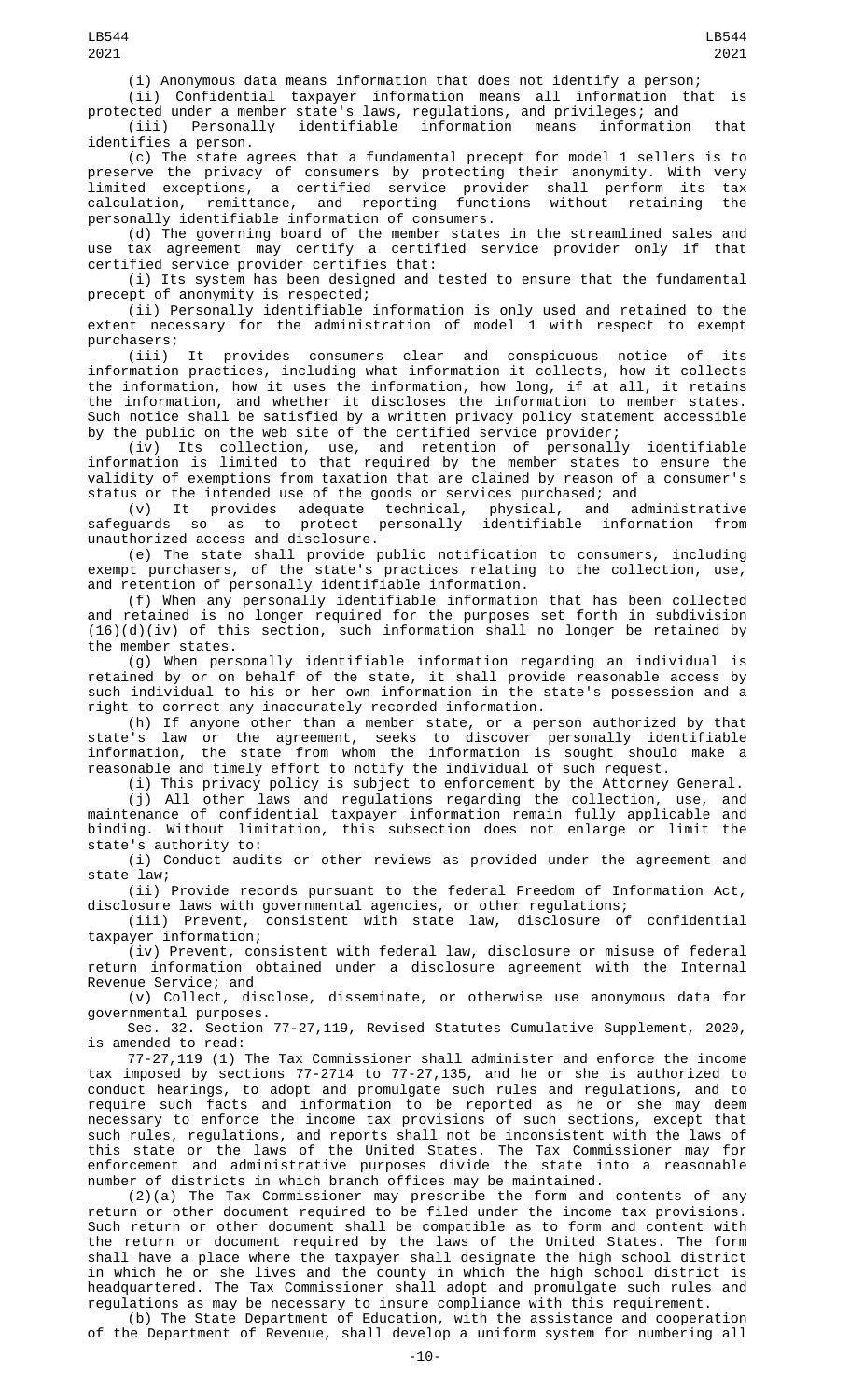(i) Anonymous data means information that does not identify a person;

(ii) Confidential taxpayer information means all information that is protected under a member state's laws, regulations, and privileges; and

(iii) Personally identifiable information means information that identifies a person.

(c) The state agrees that a fundamental precept for model 1 sellers is to preserve the privacy of consumers by protecting their anonymity. With very limited exceptions, a certified service provider shall perform its tax calculation, remittance, and reporting functions without retaining the personally identifiable information of consumers.

(d) The governing board of the member states in the streamlined sales and use tax agreement may certify a certified service provider only if that certified service provider certifies that:

(i) Its system has been designed and tested to ensure that the fundamental precept of anonymity is respected;

(ii) Personally identifiable information is only used and retained to the extent necessary for the administration of model 1 with respect to exempt purchasers;

(iii) It provides consumers clear and conspicuous notice of its information practices, including what information it collects, how it collects the information, how it uses the information, how long, if at all, it retains the information, and whether it discloses the information to member states. Such notice shall be satisfied by a written privacy policy statement accessible by the public on the web site of the certified service provider;

(iv) Its collection, use, and retention of personally identifiable information is limited to that required by the member states to ensure the validity of exemptions from taxation that are claimed by reason of a consumer's status or the intended use of the goods or services purchased; and

(v) It provides adequate technical, physical, and administrative safeguards so as to protect personally identifiable information from unauthorized access and disclosure.

(e) The state shall provide public notification to consumers, including exempt purchasers, of the state's practices relating to the collection, use, and retention of personally identifiable information.

(f) When any personally identifiable information that has been collected and retained is no longer required for the purposes set forth in subdivision (16)(d)(iv) of this section, such information shall no longer be retained by the member states.

(g) When personally identifiable information regarding an individual is retained by or on behalf of the state, it shall provide reasonable access by such individual to his or her own information in the state's possession and a right to correct any inaccurately recorded information.

(h) If anyone other than a member state, or a person authorized by that state's law or the agreement, seeks to discover personally identifiable information, the state from whom the information is sought should make a reasonable and timely effort to notify the individual of such request.

(i) This privacy policy is subject to enforcement by the Attorney General.

(j) All other laws and regulations regarding the collection, use, and maintenance of confidential taxpayer information remain fully applicable and binding. Without limitation, this subsection does not enlarge or limit the state's authority to:

(i) Conduct audits or other reviews as provided under the agreement and state law;

(ii) Provide records pursuant to the federal Freedom of Information Act, disclosure laws with governmental agencies, or other regulations;

(iii) Prevent, consistent with state law, disclosure of confidential taxpayer information;

(iv) Prevent, consistent with federal law, disclosure or misuse of federal return information obtained under a disclosure agreement with the Internal Revenue Service; and

(v) Collect, disclose, disseminate, or otherwise use anonymous data for governmental purposes.

Sec. 32. Section 77-27,119, Revised Statutes Cumulative Supplement, 2020, is amended to read:

77-27,119 (1) The Tax Commissioner shall administer and enforce the income tax imposed by sections 77-2714 to 77-27,135, and he or she is authorized to conduct hearings, to adopt and promulgate such rules and regulations, and to require such facts and information to be reported as he or she may deem necessary to enforce the income tax provisions of such sections, except that such rules, regulations, and reports shall not be inconsistent with the laws of this state or the laws of the United States. The Tax Commissioner may for enforcement and administrative purposes divide the state into a reasonable number of districts in which branch offices may be maintained.

(2)(a) The Tax Commissioner may prescribe the form and contents of any return or other document required to be filed under the income tax provisions. Such return or other document shall be compatible as to form and content with the return or document required by the laws of the United States. The form shall have a place where the taxpayer shall designate the high school district in which he or she lives and the county in which the high school district is headquartered. The Tax Commissioner shall adopt and promulgate such rules and regulations as may be necessary to insure compliance with this requirement.

(b) The State Department of Education, with the assistance and cooperation of the Department of Revenue, shall develop a uniform system for numbering all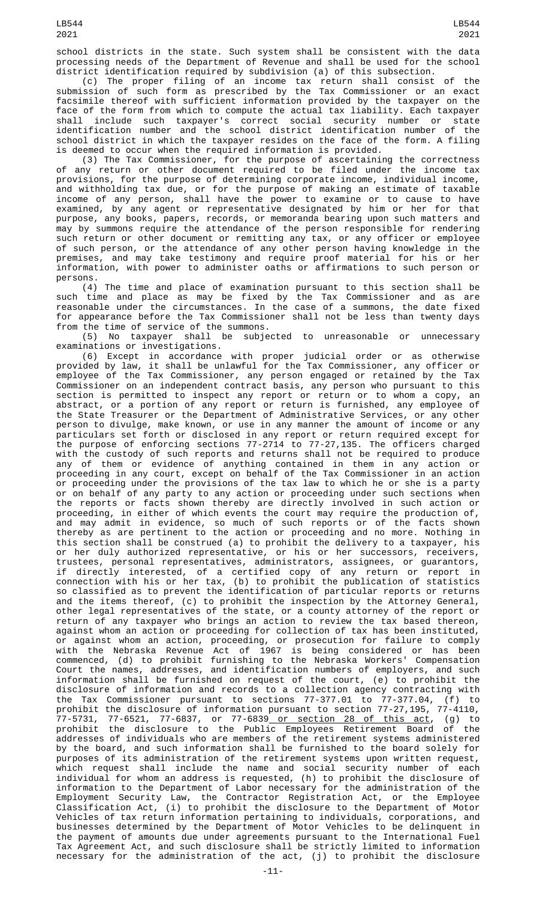school districts in the state. Such system shall be consistent with the data processing needs of the Department of Revenue and shall be used for the school district identification required by subdivision (a) of this subsection.

(c) The proper filing of an income tax return shall consist of the submission of such form as prescribed by the Tax Commissioner or an exact facsimile thereof with sufficient information provided by the taxpayer on the face of the form from which to compute the actual tax liability. Each taxpayer shall include such taxpayer's correct social security number or state identification number and the school district identification number of the school district in which the taxpayer resides on the face of the form. A filing is deemed to occur when the required information is provided.

(3) The Tax Commissioner, for the purpose of ascertaining the correctness of any return or other document required to be filed under the income tax provisions, for the purpose of determining corporate income, individual income, and withholding tax due, or for the purpose of making an estimate of taxable income of any person, shall have the power to examine or to cause to have examined, by any agent or representative designated by him or her for that purpose, any books, papers, records, or memoranda bearing upon such matters and may by summons require the attendance of the person responsible for rendering such return or other document or remitting any tax, or any officer or employee of such person, or the attendance of any other person having knowledge in the premises, and may take testimony and require proof material for his or her information, with power to administer oaths or affirmations to such person or persons.

(4) The time and place of examination pursuant to this section shall be such time and place as may be fixed by the Tax Commissioner and as are reasonable under the circumstances. In the case of a summons, the date fixed for appearance before the Tax Commissioner shall not be less than twenty days from the time of service of the summons.

(5) No taxpayer shall be subjected to unreasonable or unnecessary examinations or investigations.

(6) Except in accordance with proper judicial order or as otherwise provided by law, it shall be unlawful for the Tax Commissioner, any officer or employee of the Tax Commissioner, any person engaged or retained by the Tax Commissioner on an independent contract basis, any person who pursuant to this section is permitted to inspect any report or return or to whom a copy, an abstract, or a portion of any report or return is furnished, any employee of the State Treasurer or the Department of Administrative Services, or any other person to divulge, make known, or use in any manner the amount of income or any particulars set forth or disclosed in any report or return required except for the purpose of enforcing sections 77-2714 to 77-27,135. The officers charged with the custody of such reports and returns shall not be required to produce any of them or evidence of anything contained in them in any action or proceeding in any court, except on behalf of the Tax Commissioner in an action or proceeding under the provisions of the tax law to which he or she is a party or on behalf of any party to any action or proceeding under such sections when the reports or facts shown thereby are directly involved in such action or proceeding, in either of which events the court may require the production of, and may admit in evidence, so much of such reports or of the facts shown thereby as are pertinent to the action or proceeding and no more. Nothing in this section shall be construed (a) to prohibit the delivery to a taxpayer, his or her duly authorized representative, or his or her successors, receivers, trustees, personal representatives, administrators, assignees, or guarantors, if directly interested, of a certified copy of any return or report in connection with his or her tax, (b) to prohibit the publication of statistics so classified as to prevent the identification of particular reports or returns and the items thereof, (c) to prohibit the inspection by the Attorney General, other legal representatives of the state, or a county attorney of the report or return of any taxpayer who brings an action to review the tax based thereon, against whom an action or proceeding for collection of tax has been instituted, or against whom an action, proceeding, or prosecution for failure to comply with the Nebraska Revenue Act of 1967 is being considered or has been commenced, (d) to prohibit furnishing to the Nebraska Workers' Compensation Court the names, addresses, and identification numbers of employers, and such information shall be furnished on request of the court, (e) to prohibit the disclosure of information and records to a collection agency contracting with the Tax Commissioner pursuant to sections 77-377.01 to 77-377.04, (f) to prohibit the disclosure of information pursuant to section 77-27,195, 77-4110, 77-5731, 77-6521, 77-6837, or 77-6839 or section 28 of this act, (g) to prohibit the disclosure to the Public Employees Retirement Board of the addresses of individuals who are members of the retirement systems administered by the board, and such information shall be furnished to the board solely for purposes of its administration of the retirement systems upon written request, which request shall include the name and social security number of each individual for whom an address is requested, (h) to prohibit the disclosure of information to the Department of Labor necessary for the administration of the Employment Security Law, the Contractor Registration Act, or the Employee Classification Act, (i) to prohibit the disclosure to the Department of Motor Vehicles of tax return information pertaining to individuals, corporations, and businesses determined by the Department of Motor Vehicles to be delinquent in the payment of amounts due under agreements pursuant to the International Fuel Tax Agreement Act, and such disclosure shall be strictly limited to information necessary for the administration of the act, (j) to prohibit the disclosure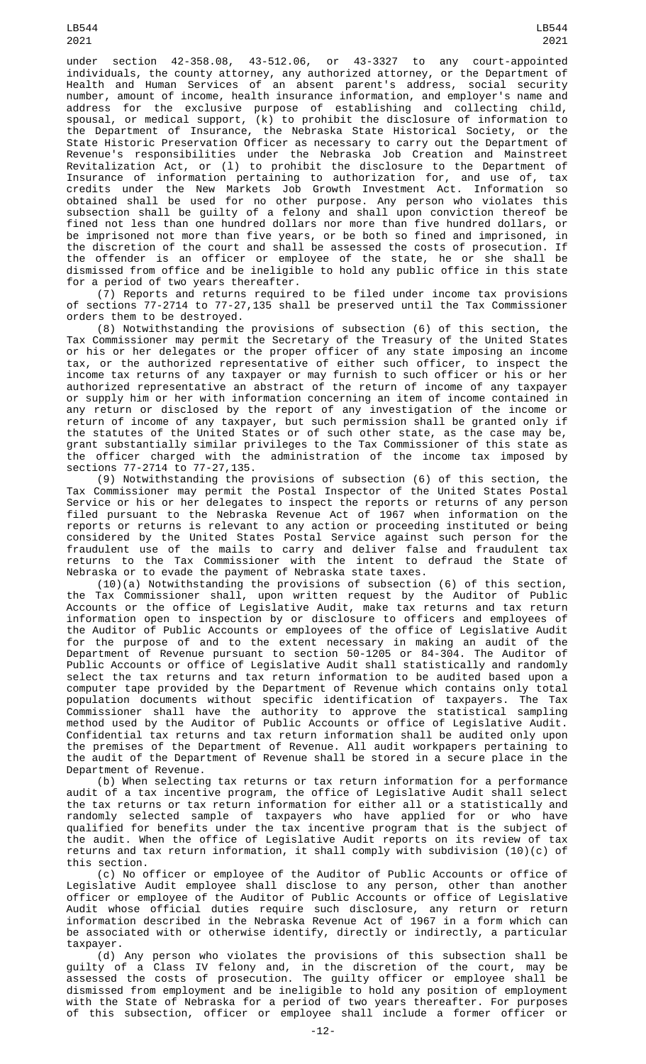under section 42-358.08, 43-512.06, or 43-3327 to any court-appointed individuals, the county attorney, any authorized attorney, or the Department of Health and Human Services of an absent parent's address, social security number, amount of income, health insurance information, and employer's name and address for the exclusive purpose of establishing and collecting child, spousal, or medical support, (k) to prohibit the disclosure of information to the Department of Insurance, the Nebraska State Historical Society, or the State Historic Preservation Officer as necessary to carry out the Department of Revenue's responsibilities under the Nebraska Job Creation and Mainstreet Revitalization Act, or (l) to prohibit the disclosure to the Department of Insurance of information pertaining to authorization for, and use of, tax credits under the New Markets Job Growth Investment Act. Information so obtained shall be used for no other purpose. Any person who violates this subsection shall be guilty of a felony and shall upon conviction thereof be fined not less than one hundred dollars nor more than five hundred dollars, or be imprisoned not more than five years, or be both so fined and imprisoned, in the discretion of the court and shall be assessed the costs of prosecution. If the offender is an officer or employee of the state, he or she shall be dismissed from office and be ineligible to hold any public office in this state for a period of two years thereafter.

(7) Reports and returns required to be filed under income tax provisions of sections 77-2714 to 77-27,135 shall be preserved until the Tax Commissioner orders them to be destroyed.

(8) Notwithstanding the provisions of subsection (6) of this section, the Tax Commissioner may permit the Secretary of the Treasury of the United States or his or her delegates or the proper officer of any state imposing an income tax, or the authorized representative of either such officer, to inspect the income tax returns of any taxpayer or may furnish to such officer or his or her authorized representative an abstract of the return of income of any taxpayer or supply him or her with information concerning an item of income contained in any return or disclosed by the report of any investigation of the income or return of income of any taxpayer, but such permission shall be granted only if the statutes of the United States or of such other state, as the case may be, grant substantially similar privileges to the Tax Commissioner of this state as the officer charged with the administration of the income tax imposed by sections 77-2714 to 77-27,135.

(9) Notwithstanding the provisions of subsection (6) of this section, the Tax Commissioner may permit the Postal Inspector of the United States Postal Service or his or her delegates to inspect the reports or returns of any person filed pursuant to the Nebraska Revenue Act of 1967 when information on the reports or returns is relevant to any action or proceeding instituted or being considered by the United States Postal Service against such person for the fraudulent use of the mails to carry and deliver false and fraudulent tax returns to the Tax Commissioner with the intent to defraud the State of Nebraska or to evade the payment of Nebraska state taxes.

(10)(a) Notwithstanding the provisions of subsection (6) of this section, the Tax Commissioner shall, upon written request by the Auditor of Public Accounts or the office of Legislative Audit, make tax returns and tax return information open to inspection by or disclosure to officers and employees of the Auditor of Public Accounts or employees of the office of Legislative Audit for the purpose of and to the extent necessary in making an audit of the Department of Revenue pursuant to section 50-1205 or 84-304. The Auditor of Public Accounts or office of Legislative Audit shall statistically and randomly select the tax returns and tax return information to be audited based upon a computer tape provided by the Department of Revenue which contains only total population documents without specific identification of taxpayers. The Tax Commissioner shall have the authority to approve the statistical sampling method used by the Auditor of Public Accounts or office of Legislative Audit. Confidential tax returns and tax return information shall be audited only upon the premises of the Department of Revenue. All audit workpapers pertaining to the audit of the Department of Revenue shall be stored in a secure place in the Department of Revenue.

(b) When selecting tax returns or tax return information for a performance audit of a tax incentive program, the office of Legislative Audit shall select the tax returns or tax return information for either all or a statistically and randomly selected sample of taxpayers who have applied for or who have qualified for benefits under the tax incentive program that is the subject of the audit. When the office of Legislative Audit reports on its review of tax returns and tax return information, it shall comply with subdivision (10)(c) of this section.

(c) No officer or employee of the Auditor of Public Accounts or office of Legislative Audit employee shall disclose to any person, other than another officer or employee of the Auditor of Public Accounts or office of Legislative Audit whose official duties require such disclosure, any return or return information described in the Nebraska Revenue Act of 1967 in a form which can be associated with or otherwise identify, directly or indirectly, a particular taxpayer.

(d) Any person who violates the provisions of this subsection shall be guilty of a Class IV felony and, in the discretion of the court, may be assessed the costs of prosecution. The guilty officer or employee shall be dismissed from employment and be ineligible to hold any position of employment with the State of Nebraska for a period of two years thereafter. For purposes of this subsection, officer or employee shall include a former officer or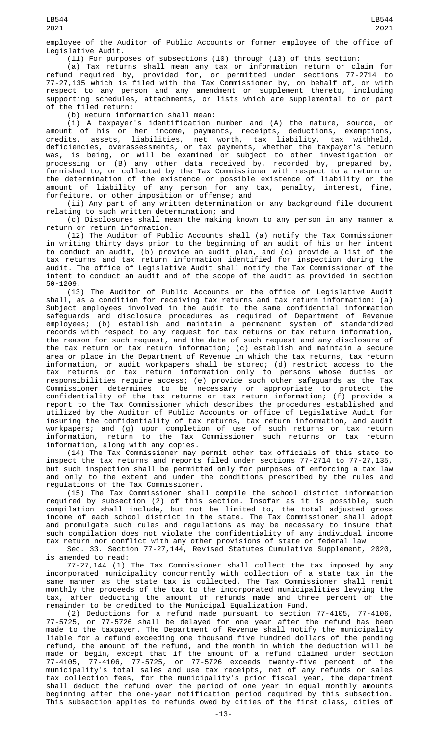employee of the Auditor of Public Accounts or former employee of the office of Legislative Audit.

(11) For purposes of subsections (10) through (13) of this section:

(a) Tax returns shall mean any tax or information return or claim for refund required by, provided for, or permitted under sections 77-2714 to 77-27,135 which is filed with the Tax Commissioner by, on behalf of, or with respect to any person and any amendment or supplement thereto, including supporting schedules, attachments, or lists which are supplemental to or part of the filed return;

(b) Return information shall mean:

(i) A taxpayer's identification number and (A) the nature, source, or amount of his or her income, payments, receipts, deductions, exemptions, credits, assets, liabilities, net worth, tax liability, tax withheld, deficiencies, overassessments, or tax payments, whether the taxpayer's return was, is being, or will be examined or subject to other investigation or processing or (B) any other data received by, recorded by, prepared by, furnished to, or collected by the Tax Commissioner with respect to a return or the determination of the existence or possible existence of liability or the amount of liability of any person for any tax, penalty, interest, fine, forfeiture, or other imposition or offense; and

(ii) Any part of any written determination or any background file document relating to such written determination; and

(c) Disclosures shall mean the making known to any person in any manner a return or return information.

(12) The Auditor of Public Accounts shall (a) notify the Tax Commissioner in writing thirty days prior to the beginning of an audit of his or her intent to conduct an audit, (b) provide an audit plan, and (c) provide a list of the tax returns and tax return information identified for inspection during the audit. The office of Legislative Audit shall notify the Tax Commissioner of the intent to conduct an audit and of the scope of the audit as provided in section 50-1209.

(13) The Auditor of Public Accounts or the office of Legislative Audit shall, as a condition for receiving tax returns and tax return information: (a) Subject employees involved in the audit to the same confidential information safeguards and disclosure procedures as required of Department of Revenue employees; (b) establish and maintain a permanent system of standardized records with respect to any request for tax returns or tax return information, the reason for such request, and the date of such request and any disclosure of the tax return or tax return information; (c) establish and maintain a secure area or place in the Department of Revenue in which the tax returns, tax return information, or audit workpapers shall be stored; (d) restrict access to the tax returns or tax return information only to persons whose duties or responsibilities require access; (e) provide such other safeguards as the Tax Commissioner determines to be necessary or appropriate to protect the confidentiality of the tax returns or tax return information; (f) provide a report to the Tax Commissioner which describes the procedures established and utilized by the Auditor of Public Accounts or office of Legislative Audit for insuring the confidentiality of tax returns, tax return information, and audit workpapers; and (g) upon completion of use of such returns or tax return information, return to the Tax Commissioner such returns or tax return information, along with any copies.

(14) The Tax Commissioner may permit other tax officials of this state to inspect the tax returns and reports filed under sections 77-2714 to 77-27,135, but such inspection shall be permitted only for purposes of enforcing a tax law and only to the extent and under the conditions prescribed by the rules and regulations of the Tax Commissioner.

(15) The Tax Commissioner shall compile the school district information required by subsection (2) of this section. Insofar as it is possible, such compilation shall include, but not be limited to, the total adjusted gross income of each school district in the state. The Tax Commissioner shall adopt and promulgate such rules and regulations as may be necessary to insure that such compilation does not violate the confidentiality of any individual income tax return nor conflict with any other provisions of state or federal law.

Sec. 33. Section 77-27,144, Revised Statutes Cumulative Supplement, 2020, is amended to read:

77-27,144 (1) The Tax Commissioner shall collect the tax imposed by any incorporated municipality concurrently with collection of a state tax in the same manner as the state tax is collected. The Tax Commissioner shall remit monthly the proceeds of the tax to the incorporated municipalities levying the tax, after deducting the amount of refunds made and three percent of the remainder to be credited to the Municipal Equalization Fund.

(2) Deductions for a refund made pursuant to section 77-4105, 77-4106, 77-5725, or 77-5726 shall be delayed for one year after the refund has been made to the taxpayer. The Department of Revenue shall notify the municipality liable for a refund exceeding one thousand five hundred dollars of the pending refund, the amount of the refund, and the month in which the deduction will be made or begin, except that if the amount of a refund claimed under section 77-4105, 77-4106, 77-5725, or 77-5726 exceeds twenty-five percent of the municipality's total sales and use tax receipts, net of any refunds or sales tax collection fees, for the municipality's prior fiscal year, the department shall deduct the refund over the period of one year in equal monthly amounts beginning after the one-year notification period required by this subsection. This subsection applies to refunds owed by cities of the first class, cities of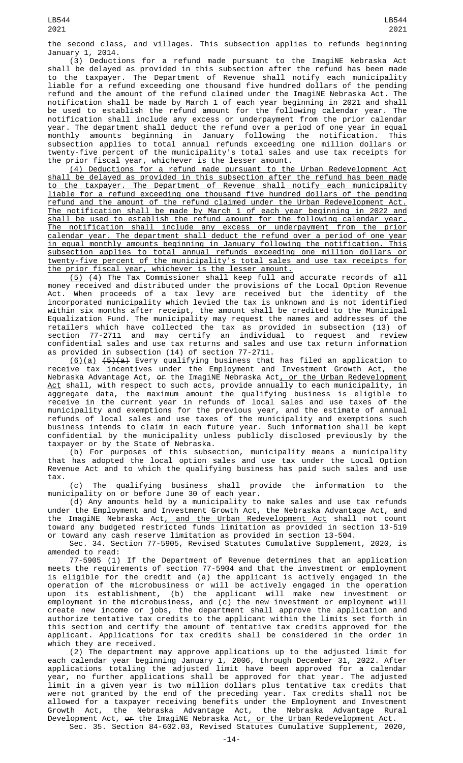the second class, and villages. This subsection applies to refunds beginning January 1, 2014.

(3) Deductions for a refund made pursuant to the ImagiNE Nebraska Act shall be delayed as provided in this subsection after the refund has been made to the taxpayer. The Department of Revenue shall notify each municipality liable for a refund exceeding one thousand five hundred dollars of the pending refund and the amount of the refund claimed under the ImagiNE Nebraska Act. The notification shall be made by March 1 of each year beginning in 2021 and shall be used to establish the refund amount for the following calendar year. The notification shall include any excess or underpayment from the prior calendar year. The department shall deduct the refund over a period of one year in equal monthly amounts beginning in January following the notification. This subsection applies to total annual refunds exceeding one million dollars or twenty-five percent of the municipality's total sales and use tax receipts for the prior fiscal year, whichever is the lesser amount.

(4) Deductions for a refund made pursuant to the Urban Redevelopment Act shall be delayed as provided in this subsection after the refund has been made to the taxpayer. The Department of Revenue shall notify each municipality liable for a refund exceeding one thousand five hundred dollars of the pending refund and the amount of the refund claimed under the Urban Redevelopment Act. The notification shall be made by March 1 of each year beginning in 2022 and shall be used to establish the refund amount for the following calendar year. The notification shall include any excess or underpayment from the prior calendar year. The department shall deduct the refund over a period of one year in equal monthly amounts beginning in January following the notification. This subsection applies to total annual refunds exceeding one million dollars or twenty-five percent of the municipality's total sales and use tax receipts for the prior fiscal year, whichever is the lesser amount.

(5) ~~(4)~~ The Tax Commissioner shall keep full and accurate records of all money received and distributed under the provisions of the Local Option Revenue Act. When proceeds of a tax levy are received but the identity of the incorporated municipality which levied the tax is unknown and is not identified within six months after receipt, the amount shall be credited to the Municipal Equalization Fund. The municipality may request the names and addresses of the retailers which have collected the tax as provided in subsection (13) of section 77-2711 and may certify an individual to request and review confidential sales and use tax returns and sales and use tax return information as provided in subsection (14) of section 77-2711.

(6)(a) ~~(5)(a)~~ Every qualifying business that has filed an application to receive tax incentives under the Employment and Investment Growth Act, the Nebraska Advantage Act, ~~or~~ the ImagiNE Nebraska Act, or the Urban Redevelopment Act shall, with respect to such acts, provide annually to each municipality, in aggregate data, the maximum amount the qualifying business is eligible to receive in the current year in refunds of local sales and use taxes of the municipality and exemptions for the previous year, and the estimate of annual refunds of local sales and use taxes of the municipality and exemptions such business intends to claim in each future year. Such information shall be kept confidential by the municipality unless publicly disclosed previously by the taxpayer or by the State of Nebraska.

(b) For purposes of this subsection, municipality means a municipality that has adopted the local option sales and use tax under the Local Option Revenue Act and to which the qualifying business has paid such sales and use tax.

(c) The qualifying business shall provide the information to the municipality on or before June 30 of each year.

(d) Any amounts held by a municipality to make sales and use tax refunds under the Employment and Investment Growth Act, the Nebraska Advantage Act, ~~and~~ the ImagiNE Nebraska Act, and the Urban Redevelopment Act shall not count toward any budgeted restricted funds limitation as provided in section 13-519 or toward any cash reserve limitation as provided in section 13-504.

Sec. 34. Section 77-5905, Revised Statutes Cumulative Supplement, 2020, is amended to read:

77-5905 (1) If the Department of Revenue determines that an application meets the requirements of section 77-5904 and that the investment or employment is eligible for the credit and (a) the applicant is actively engaged in the operation of the microbusiness or will be actively engaged in the operation upon its establishment, (b) the applicant will make new investment or employment in the microbusiness, and (c) the new investment or employment will create new income or jobs, the department shall approve the application and authorize tentative tax credits to the applicant within the limits set forth in this section and certify the amount of tentative tax credits approved for the applicant. Applications for tax credits shall be considered in the order in which they are received.

(2) The department may approve applications up to the adjusted limit for each calendar year beginning January 1, 2006, through December 31, 2022. After applications totaling the adjusted limit have been approved for a calendar year, no further applications shall be approved for that year. The adjusted limit in a given year is two million dollars plus tentative tax credits that were not granted by the end of the preceding year. Tax credits shall not be allowed for a taxpayer receiving benefits under the Employment and Investment Growth Act, the Nebraska Advantage Act, the Nebraska Advantage Rural Development Act, ~~or~~ the ImagiNE Nebraska Act, or the Urban Redevelopment Act.

Sec. 35. Section 84-602.03, Revised Statutes Cumulative Supplement, 2020,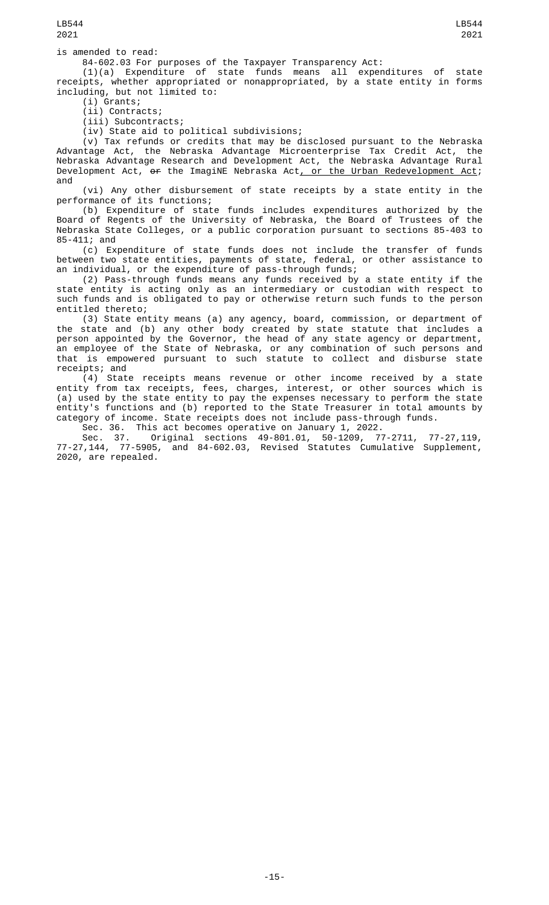is amended to read:

84-602.03 For purposes of the Taxpayer Transparency Act:

(1)(a) Expenditure of state funds means all expenditures of state receipts, whether appropriated or nonappropriated, by a state entity in forms including, but not limited to:

(i) Grants;

(ii) Contracts;

(iii) Subcontracts;

(iv) State aid to political subdivisions;

(v) Tax refunds or credits that may be disclosed pursuant to the Nebraska Advantage Act, the Nebraska Advantage Microenterprise Tax Credit Act, the Nebraska Advantage Research and Development Act, the Nebraska Advantage Rural Development Act, ~~or~~ the ImagiNE Nebraska Act, or the Urban Redevelopment Act; and

(vi) Any other disbursement of state receipts by a state entity in the performance of its functions;

(b) Expenditure of state funds includes expenditures authorized by the Board of Regents of the University of Nebraska, the Board of Trustees of the Nebraska State Colleges, or a public corporation pursuant to sections 85-403 to 85-411; and

(c) Expenditure of state funds does not include the transfer of funds between two state entities, payments of state, federal, or other assistance to an individual, or the expenditure of pass-through funds;

(2) Pass-through funds means any funds received by a state entity if the state entity is acting only as an intermediary or custodian with respect to such funds and is obligated to pay or otherwise return such funds to the person entitled thereto;

(3) State entity means (a) any agency, board, commission, or department of the state and (b) any other body created by state statute that includes a person appointed by the Governor, the head of any state agency or department, an employee of the State of Nebraska, or any combination of such persons and that is empowered pursuant to such statute to collect and disburse state receipts; and

(4) State receipts means revenue or other income received by a state entity from tax receipts, fees, charges, interest, or other sources which is (a) used by the state entity to pay the expenses necessary to perform the state entity's functions and (b) reported to the State Treasurer in total amounts by category of income. State receipts does not include pass-through funds.

Sec. 36. This act becomes operative on January 1, 2022.

Sec. 37. Original sections 49-801.01, 50-1209, 77-2711, 77-27,119, 77-27,144, 77-5905, and 84-602.03, Revised Statutes Cumulative Supplement, 2020, are repealed.